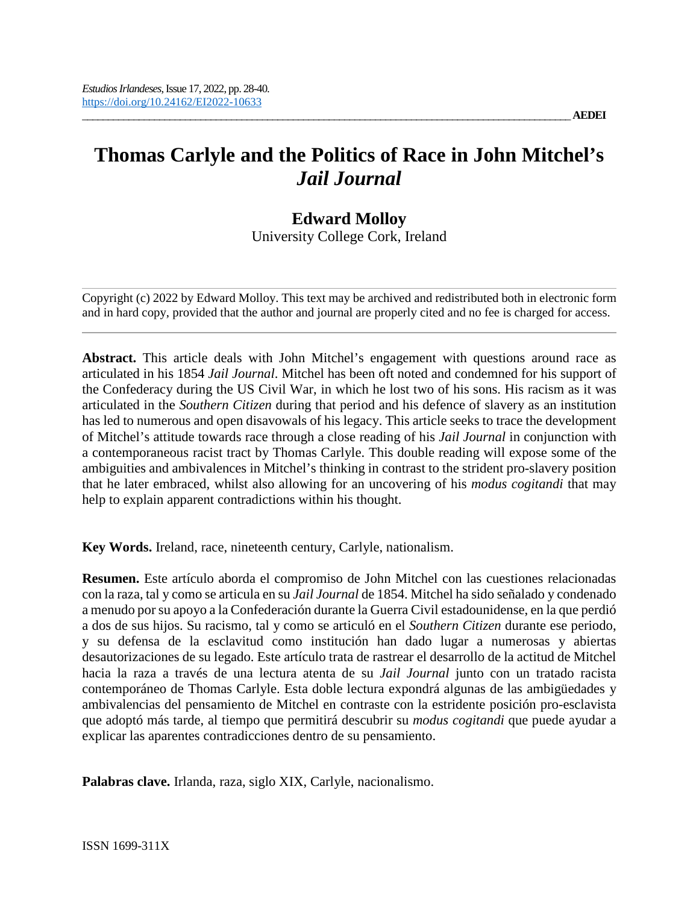*Estudios Irlandeses*, Issue 17, 2022, pp. 28-40.
https://doi.org/10.24162/EI2022-10633

# Thomas Carlyle and the Politics of Race in John Mitchel's *Jail Journal*

**Edward Molloy**
University College Cork, Ireland

Copyright (c) 2022 by Edward Molloy. This text may be archived and redistributed both in electronic form and in hard copy, provided that the author and journal are properly cited and no fee is charged for access.

**Abstract.** This article deals with John Mitchel's engagement with questions around race as articulated in his 1854 *Jail Journal*. Mitchel has been oft noted and condemned for his support of the Confederacy during the US Civil War, in which he lost two of his sons. His racism as it was articulated in the *Southern Citizen* during that period and his defence of slavery as an institution has led to numerous and open disavowals of his legacy. This article seeks to trace the development of Mitchel's attitude towards race through a close reading of his *Jail Journal* in conjunction with a contemporaneous racist tract by Thomas Carlyle. This double reading will expose some of the ambiguities and ambivalences in Mitchel's thinking in contrast to the strident pro-slavery position that he later embraced, whilst also allowing for an uncovering of his *modus cogitandi* that may help to explain apparent contradictions within his thought.

**Key Words.** Ireland, race, nineteenth century, Carlyle, nationalism.

**Resumen.** Este artículo aborda el compromiso de John Mitchel con las cuestiones relacionadas con la raza, tal y como se articula en su *Jail Journal* de 1854. Mitchel ha sido señalado y condenado a menudo por su apoyo a la Confederación durante la Guerra Civil estadounidense, en la que perdió a dos de sus hijos. Su racismo, tal y como se articuló en el *Southern Citizen* durante ese periodo, y su defensa de la esclavitud como institución han dado lugar a numerosas y abiertas desautorizaciones de su legado. Este artículo trata de rastrear el desarrollo de la actitud de Mitchel hacia la raza a través de una lectura atenta de su *Jail Journal* junto con un tratado racista contemporáneo de Thomas Carlyle. Esta doble lectura expondrá algunas de las ambigüedades y ambivalencias del pensamiento de Mitchel en contraste con la estridente posición pro-esclavista que adoptó más tarde, al tiempo que permitirá descubrir su *modus cogitandi* que puede ayudar a explicar las aparentes contradicciones dentro de su pensamiento.

**Palabras clave.** Irlanda, raza, siglo XIX, Carlyle, nacionalismo.

ISSN 1699-311X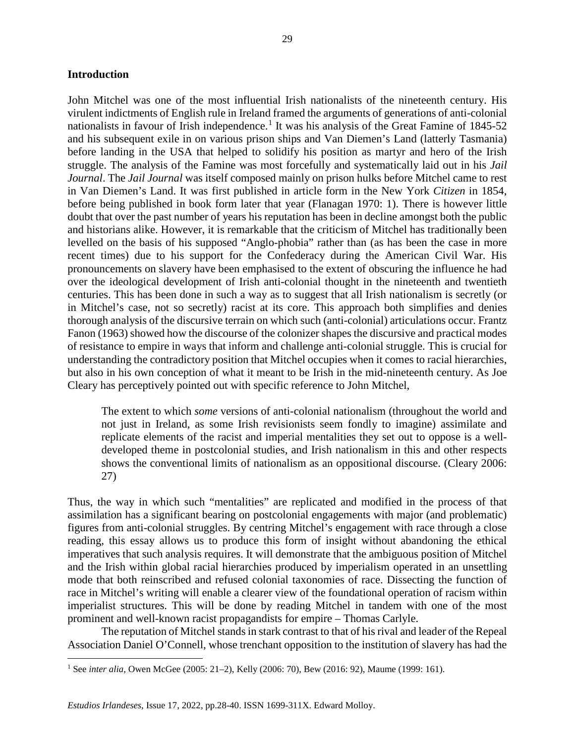## Introduction

John Mitchel was one of the most influential Irish nationalists of the nineteenth century. His virulent indictments of English rule in Ireland framed the arguments of generations of anti-colonial nationalists in favour of Irish independence.[1] It was his analysis of the Great Famine of 1845-52 and his subsequent exile in on various prison ships and Van Diemen's Land (latterly Tasmania) before landing in the USA that helped to solidify his position as martyr and hero of the Irish struggle. The analysis of the Famine was most forcefully and systematically laid out in his *Jail Journal*. The *Jail Journal* was itself composed mainly on prison hulks before Mitchel came to rest in Van Diemen's Land. It was first published in article form in the New York *Citizen* in 1854, before being published in book form later that year (Flanagan 1970: 1). There is however little doubt that over the past number of years his reputation has been in decline amongst both the public and historians alike. However, it is remarkable that the criticism of Mitchel has traditionally been levelled on the basis of his supposed "Anglo-phobia" rather than (as has been the case in more recent times) due to his support for the Confederacy during the American Civil War. His pronouncements on slavery have been emphasised to the extent of obscuring the influence he had over the ideological development of Irish anti-colonial thought in the nineteenth and twentieth centuries. This has been done in such a way as to suggest that all Irish nationalism is secretly (or in Mitchel's case, not so secretly) racist at its core. This approach both simplifies and denies thorough analysis of the discursive terrain on which such (anti-colonial) articulations occur. Frantz Fanon (1963) showed how the discourse of the colonizer shapes the discursive and practical modes of resistance to empire in ways that inform and challenge anti-colonial struggle. This is crucial for understanding the contradictory position that Mitchel occupies when it comes to racial hierarchies, but also in his own conception of what it meant to be Irish in the mid-nineteenth century. As Joe Cleary has perceptively pointed out with specific reference to John Mitchel,

> The extent to which *some* versions of anti-colonial nationalism (throughout the world and not just in Ireland, as some Irish revisionists seem fondly to imagine) assimilate and replicate elements of the racist and imperial mentalities they set out to oppose is a well-developed theme in postcolonial studies, and Irish nationalism in this and other respects shows the conventional limits of nationalism as an oppositional discourse. (Cleary 2006: 27)

Thus, the way in which such "mentalities" are replicated and modified in the process of that assimilation has a significant bearing on postcolonial engagements with major (and problematic) figures from anti-colonial struggles. By centring Mitchel's engagement with race through a close reading, this essay allows us to produce this form of insight without abandoning the ethical imperatives that such analysis requires. It will demonstrate that the ambiguous position of Mitchel and the Irish within global racial hierarchies produced by imperialism operated in an unsettling mode that both reinscribed and refused colonial taxonomies of race. Dissecting the function of race in Mitchel's writing will enable a clearer view of the foundational operation of racism within imperialist structures. This will be done by reading Mitchel in tandem with one of the most prominent and well-known racist propagandists for empire – Thomas Carlyle.

The reputation of Mitchel stands in stark contrast to that of his rival and leader of the Repeal Association Daniel O'Connell, whose trenchant opposition to the institution of slavery has had the

[1] See *inter alia*, Owen McGee (2005: 21–2), Kelly (2006: 70), Bew (2016: 92), Maume (1999: 161).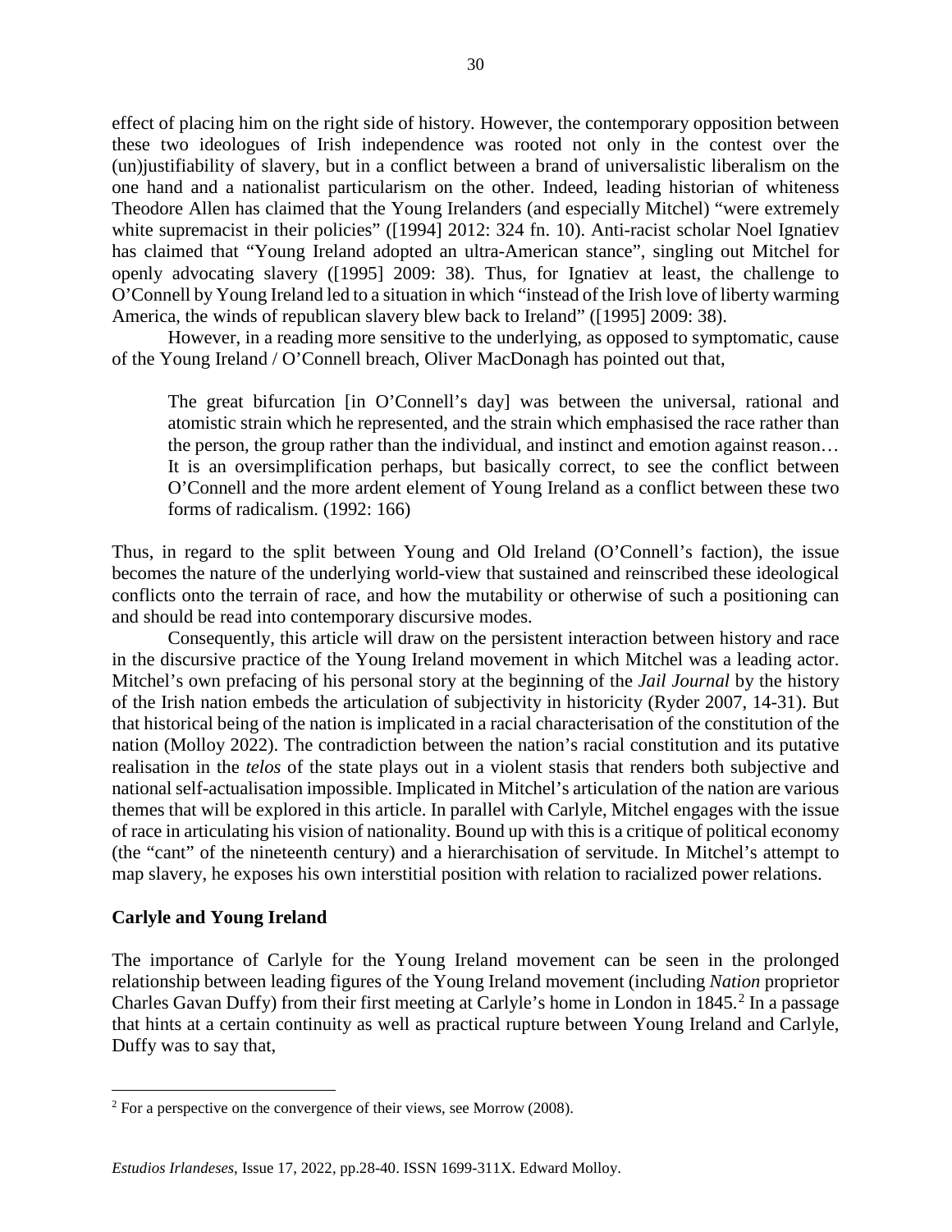effect of placing him on the right side of history. However, the contemporary opposition between these two ideologues of Irish independence was rooted not only in the contest over the (un)justifiability of slavery, but in a conflict between a brand of universalistic liberalism on the one hand and a nationalist particularism on the other. Indeed, leading historian of whiteness Theodore Allen has claimed that the Young Irelanders (and especially Mitchel) "were extremely white supremacist in their policies" ([1994] 2012: 324 fn. 10). Anti-racist scholar Noel Ignatiev has claimed that "Young Ireland adopted an ultra-American stance", singling out Mitchel for openly advocating slavery ([1995] 2009: 38). Thus, for Ignatiev at least, the challenge to O'Connell by Young Ireland led to a situation in which "instead of the Irish love of liberty warming America, the winds of republican slavery blew back to Ireland" ([1995] 2009: 38).

However, in a reading more sensitive to the underlying, as opposed to symptomatic, cause of the Young Ireland / O'Connell breach, Oliver MacDonagh has pointed out that,

> The great bifurcation [in O'Connell's day] was between the universal, rational and atomistic strain which he represented, and the strain which emphasised the race rather than the person, the group rather than the individual, and instinct and emotion against reason… It is an oversimplification perhaps, but basically correct, to see the conflict between O'Connell and the more ardent element of Young Ireland as a conflict between these two forms of radicalism. (1992: 166)

Thus, in regard to the split between Young and Old Ireland (O'Connell's faction), the issue becomes the nature of the underlying world-view that sustained and reinscribed these ideological conflicts onto the terrain of race, and how the mutability or otherwise of such a positioning can and should be read into contemporary discursive modes.

Consequently, this article will draw on the persistent interaction between history and race in the discursive practice of the Young Ireland movement in which Mitchel was a leading actor. Mitchel's own prefacing of his personal story at the beginning of the *Jail Journal* by the history of the Irish nation embeds the articulation of subjectivity in historicity (Ryder 2007, 14-31). But that historical being of the nation is implicated in a racial characterisation of the constitution of the nation (Molloy 2022). The contradiction between the nation's racial constitution and its putative realisation in the *telos* of the state plays out in a violent stasis that renders both subjective and national self-actualisation impossible. Implicated in Mitchel's articulation of the nation are various themes that will be explored in this article. In parallel with Carlyle, Mitchel engages with the issue of race in articulating his vision of nationality. Bound up with this is a critique of political economy (the "cant" of the nineteenth century) and a hierarchisation of servitude. In Mitchel's attempt to map slavery, he exposes his own interstitial position with relation to racialized power relations.

## Carlyle and Young Ireland

The importance of Carlyle for the Young Ireland movement can be seen in the prolonged relationship between leading figures of the Young Ireland movement (including *Nation* proprietor Charles Gavan Duffy) from their first meeting at Carlyle's home in London in 1845.[2] In a passage that hints at a certain continuity as well as practical rupture between Young Ireland and Carlyle, Duffy was to say that,

[2] For a perspective on the convergence of their views, see Morrow (2008).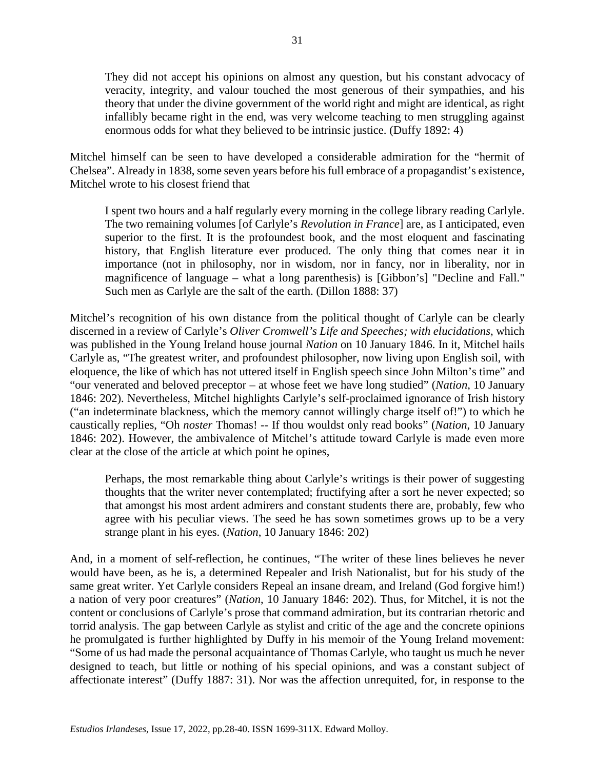> They did not accept his opinions on almost any question, but his constant advocacy of veracity, integrity, and valour touched the most generous of their sympathies, and his theory that under the divine government of the world right and might are identical, as right infallibly became right in the end, was very welcome teaching to men struggling against enormous odds for what they believed to be intrinsic justice. (Duffy 1892: 4)

Mitchel himself can be seen to have developed a considerable admiration for the "hermit of Chelsea". Already in 1838, some seven years before his full embrace of a propagandist's existence, Mitchel wrote to his closest friend that

> I spent two hours and a half regularly every morning in the college library reading Carlyle. The two remaining volumes [of Carlyle's *Revolution in France*] are, as I anticipated, even superior to the first. It is the profoundest book, and the most eloquent and fascinating history, that English literature ever produced. The only thing that comes near it in importance (not in philosophy, nor in wisdom, nor in fancy, nor in liberality, nor in magnificence of language – what a long parenthesis) is [Gibbon's] "Decline and Fall." Such men as Carlyle are the salt of the earth. (Dillon 1888: 37)

Mitchel's recognition of his own distance from the political thought of Carlyle can be clearly discerned in a review of Carlyle's *Oliver Cromwell's Life and Speeches; with elucidations*, which was published in the Young Ireland house journal *Nation* on 10 January 1846. In it, Mitchel hails Carlyle as, "The greatest writer, and profoundest philosopher, now living upon English soil, with eloquence, the like of which has not uttered itself in English speech since John Milton's time" and "our venerated and beloved preceptor – at whose feet we have long studied" (*Nation*, 10 January 1846: 202). Nevertheless, Mitchel highlights Carlyle's self-proclaimed ignorance of Irish history ("an indeterminate blackness, which the memory cannot willingly charge itself of!") to which he caustically replies, "Oh *noster* Thomas! -- If thou wouldst only read books" (*Nation*, 10 January 1846: 202). However, the ambivalence of Mitchel's attitude toward Carlyle is made even more clear at the close of the article at which point he opines,

> Perhaps, the most remarkable thing about Carlyle's writings is their power of suggesting thoughts that the writer never contemplated; fructifying after a sort he never expected; so that amongst his most ardent admirers and constant students there are, probably, few who agree with his peculiar views. The seed he has sown sometimes grows up to be a very strange plant in his eyes. (*Nation*, 10 January 1846: 202)

And, in a moment of self-reflection, he continues, "The writer of these lines believes he never would have been, as he is, a determined Repealer and Irish Nationalist, but for his study of the same great writer. Yet Carlyle considers Repeal an insane dream, and Ireland (God forgive him!) a nation of very poor creatures" (*Nation*, 10 January 1846: 202). Thus, for Mitchel, it is not the content or conclusions of Carlyle's prose that command admiration, but its contrarian rhetoric and torrid analysis. The gap between Carlyle as stylist and critic of the age and the concrete opinions he promulgated is further highlighted by Duffy in his memoir of the Young Ireland movement: "Some of us had made the personal acquaintance of Thomas Carlyle, who taught us much he never designed to teach, but little or nothing of his special opinions, and was a constant subject of affectionate interest" (Duffy 1887: 31). Nor was the affection unrequited, for, in response to the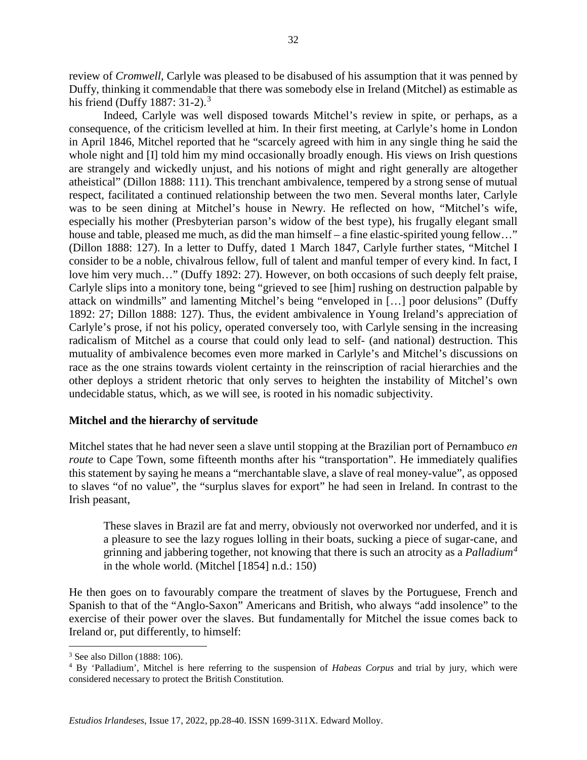review of *Cromwell*, Carlyle was pleased to be disabused of his assumption that it was penned by Duffy, thinking it commendable that there was somebody else in Ireland (Mitchel) as estimable as his friend (Duffy 1887: 31-2).[3]

Indeed, Carlyle was well disposed towards Mitchel's review in spite, or perhaps, as a consequence, of the criticism levelled at him. In their first meeting, at Carlyle's home in London in April 1846, Mitchel reported that he "scarcely agreed with him in any single thing he said the whole night and [I] told him my mind occasionally broadly enough. His views on Irish questions are strangely and wickedly unjust, and his notions of might and right generally are altogether atheistical" (Dillon 1888: 111). This trenchant ambivalence, tempered by a strong sense of mutual respect, facilitated a continued relationship between the two men. Several months later, Carlyle was to be seen dining at Mitchel's house in Newry. He reflected on how, "Mitchel's wife, especially his mother (Presbyterian parson's widow of the best type), his frugally elegant small house and table, pleased me much, as did the man himself – a fine elastic-spirited young fellow…" (Dillon 1888: 127). In a letter to Duffy, dated 1 March 1847, Carlyle further states, "Mitchel I consider to be a noble, chivalrous fellow, full of talent and manful temper of every kind. In fact, I love him very much…" (Duffy 1892: 27). However, on both occasions of such deeply felt praise, Carlyle slips into a monitory tone, being "grieved to see [him] rushing on destruction palpable by attack on windmills" and lamenting Mitchel's being "enveloped in […] poor delusions" (Duffy 1892: 27; Dillon 1888: 127). Thus, the evident ambivalence in Young Ireland's appreciation of Carlyle's prose, if not his policy, operated conversely too, with Carlyle sensing in the increasing radicalism of Mitchel as a course that could only lead to self- (and national) destruction. This mutuality of ambivalence becomes even more marked in Carlyle's and Mitchel's discussions on race as the one strains towards violent certainty in the reinscription of racial hierarchies and the other deploys a strident rhetoric that only serves to heighten the instability of Mitchel's own undecidable status, which, as we will see, is rooted in his nomadic subjectivity.

## Mitchel and the hierarchy of servitude

Mitchel states that he had never seen a slave until stopping at the Brazilian port of Pernambuco *en route* to Cape Town, some fifteenth months after his "transportation". He immediately qualifies this statement by saying he means a "merchantable slave, a slave of real money-value", as opposed to slaves "of no value", the "surplus slaves for export" he had seen in Ireland. In contrast to the Irish peasant,

> These slaves in Brazil are fat and merry, obviously not overworked nor underfed, and it is a pleasure to see the lazy rogues lolling in their boats, sucking a piece of sugar-cane, and grinning and jabbering together, not knowing that there is such an atrocity as a *Palladium*[4] in the whole world. (Mitchel [1854] n.d.: 150)

He then goes on to favourably compare the treatment of slaves by the Portuguese, French and Spanish to that of the "Anglo-Saxon" Americans and British, who always "add insolence" to the exercise of their power over the slaves. But fundamentally for Mitchel the issue comes back to Ireland or, put differently, to himself:

[3] See also Dillon (1888: 106).

[4] By 'Palladium', Mitchel is here referring to the suspension of *Habeas Corpus* and trial by jury, which were considered necessary to protect the British Constitution.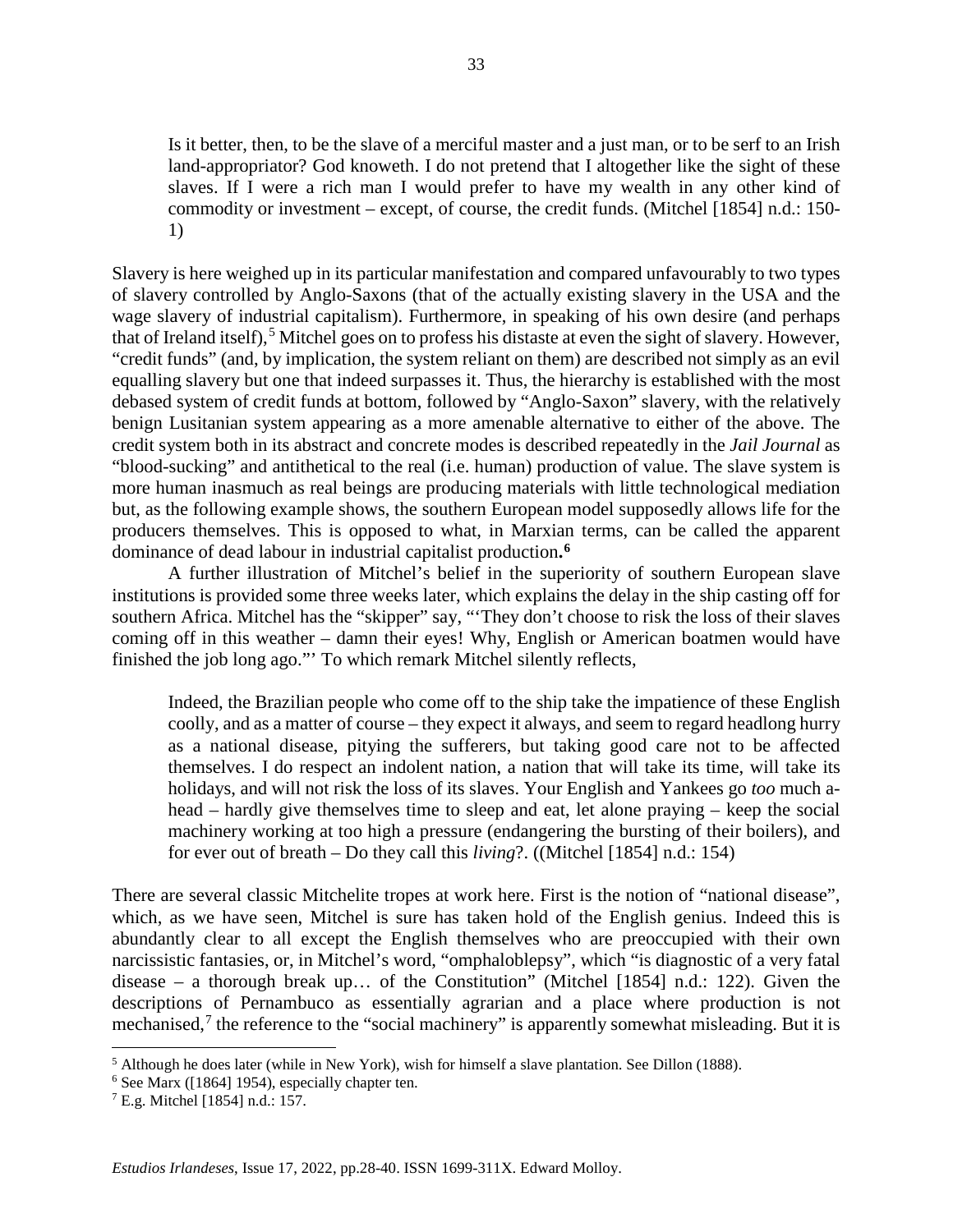> Is it better, then, to be the slave of a merciful master and a just man, or to be serf to an Irish land-appropriator? God knoweth. I do not pretend that I altogether like the sight of these slaves. If I were a rich man I would prefer to have my wealth in any other kind of commodity or investment – except, of course, the credit funds. (Mitchel [1854] n.d.: 150-1)

Slavery is here weighed up in its particular manifestation and compared unfavourably to two types of slavery controlled by Anglo-Saxons (that of the actually existing slavery in the USA and the wage slavery of industrial capitalism). Furthermore, in speaking of his own desire (and perhaps that of Ireland itself),[5] Mitchel goes on to profess his distaste at even the sight of slavery. However, "credit funds" (and, by implication, the system reliant on them) are described not simply as an evil equalling slavery but one that indeed surpasses it. Thus, the hierarchy is established with the most debased system of credit funds at bottom, followed by "Anglo-Saxon" slavery, with the relatively benign Lusitanian system appearing as a more amenable alternative to either of the above. The credit system both in its abstract and concrete modes is described repeatedly in the *Jail Journal* as "blood-sucking" and antithetical to the real (i.e. human) production of value. The slave system is more human inasmuch as real beings are producing materials with little technological mediation but, as the following example shows, the southern European model supposedly allows life for the producers themselves. This is opposed to what, in Marxian terms, can be called the apparent dominance of dead labour in industrial capitalist production**.**[6]

A further illustration of Mitchel's belief in the superiority of southern European slave institutions is provided some three weeks later, which explains the delay in the ship casting off for southern Africa. Mitchel has the "skipper" say, "'They don't choose to risk the loss of their slaves coming off in this weather – damn their eyes! Why, English or American boatmen would have finished the job long ago."' To which remark Mitchel silently reflects,

> Indeed, the Brazilian people who come off to the ship take the impatience of these English coolly, and as a matter of course – they expect it always, and seem to regard headlong hurry as a national disease, pitying the sufferers, but taking good care not to be affected themselves. I do respect an indolent nation, a nation that will take its time, will take its holidays, and will not risk the loss of its slaves. Your English and Yankees go *too* much a-head – hardly give themselves time to sleep and eat, let alone praying – keep the social machinery working at too high a pressure (endangering the bursting of their boilers), and for ever out of breath – Do they call this *living*?. ((Mitchel [1854] n.d.: 154)

There are several classic Mitchelite tropes at work here. First is the notion of "national disease", which, as we have seen, Mitchel is sure has taken hold of the English genius. Indeed this is abundantly clear to all except the English themselves who are preoccupied with their own narcissistic fantasies, or, in Mitchel's word, "omphaloblepsy", which "is diagnostic of a very fatal disease – a thorough break up… of the Constitution" (Mitchel [1854] n.d.: 122). Given the descriptions of Pernambuco as essentially agrarian and a place where production is not mechanised,[7] the reference to the "social machinery" is apparently somewhat misleading. But it is

[5] Although he does later (while in New York), wish for himself a slave plantation. See Dillon (1888).

[6] See Marx ([1864] 1954), especially chapter ten.

[7] E.g. Mitchel [1854] n.d.: 157.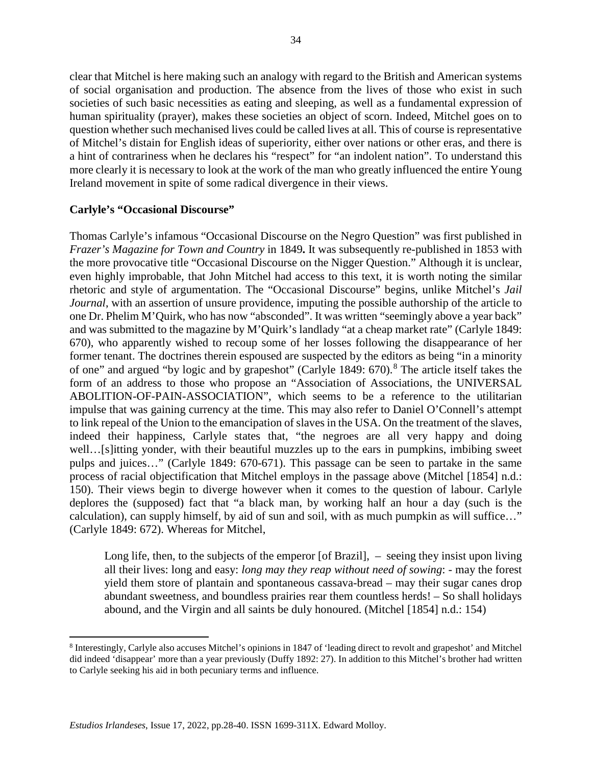clear that Mitchel is here making such an analogy with regard to the British and American systems of social organisation and production. The absence from the lives of those who exist in such societies of such basic necessities as eating and sleeping, as well as a fundamental expression of human spirituality (prayer), makes these societies an object of scorn. Indeed, Mitchel goes on to question whether such mechanised lives could be called lives at all. This of course is representative of Mitchel's distain for English ideas of superiority, either over nations or other eras, and there is a hint of contrariness when he declares his "respect" for "an indolent nation". To understand this more clearly it is necessary to look at the work of the man who greatly influenced the entire Young Ireland movement in spite of some radical divergence in their views.

**Carlyle's "Occasional Discourse"**

Thomas Carlyle's infamous "Occasional Discourse on the Negro Question" was first published in *Frazer's Magazine for Town and Country* in 1849**.** It was subsequently re-published in 1853 with the more provocative title "Occasional Discourse on the Nigger Question." Although it is unclear, even highly improbable, that John Mitchel had access to this text, it is worth noting the similar rhetoric and style of argumentation. The "Occasional Discourse" begins, unlike Mitchel's *Jail Journal*, with an assertion of unsure providence, imputing the possible authorship of the article to one Dr. Phelim M'Quirk, who has now "absconded". It was written "seemingly above a year back" and was submitted to the magazine by M'Quirk's landlady "at a cheap market rate" (Carlyle 1849: 670), who apparently wished to recoup some of her losses following the disappearance of her former tenant. The doctrines therein espoused are suspected by the editors as being "in a minority of one" and argued "by logic and by grapeshot" (Carlyle 1849: 670).[8] The article itself takes the form of an address to those who propose an "Association of Associations, the UNIVERSAL ABOLITION-OF-PAIN-ASSOCIATION", which seems to be a reference to the utilitarian impulse that was gaining currency at the time. This may also refer to Daniel O'Connell's attempt to link repeal of the Union to the emancipation of slaves in the USA. On the treatment of the slaves, indeed their happiness, Carlyle states that, "the negroes are all very happy and doing well…[s]itting yonder, with their beautiful muzzles up to the ears in pumpkins, imbibing sweet pulps and juices…" (Carlyle 1849: 670-671). This passage can be seen to partake in the same process of racial objectification that Mitchel employs in the passage above (Mitchel [1854] n.d.: 150). Their views begin to diverge however when it comes to the question of labour. Carlyle deplores the (supposed) fact that "a black man, by working half an hour a day (such is the calculation), can supply himself, by aid of sun and soil, with as much pumpkin as will suffice…" (Carlyle 1849: 672). Whereas for Mitchel,

> Long life, then, to the subjects of the emperor [of Brazil], – seeing they insist upon living all their lives: long and easy: *long may they reap without need of sowing*: - may the forest yield them store of plantain and spontaneous cassava-bread – may their sugar canes drop abundant sweetness, and boundless prairies rear them countless herds! – So shall holidays abound, and the Virgin and all saints be duly honoured. (Mitchel [1854] n.d.: 154)

[8] Interestingly, Carlyle also accuses Mitchel's opinions in 1847 of 'leading direct to revolt and grapeshot' and Mitchel did indeed 'disappear' more than a year previously (Duffy 1892: 27). In addition to this Mitchel's brother had written to Carlyle seeking his aid in both pecuniary terms and influence.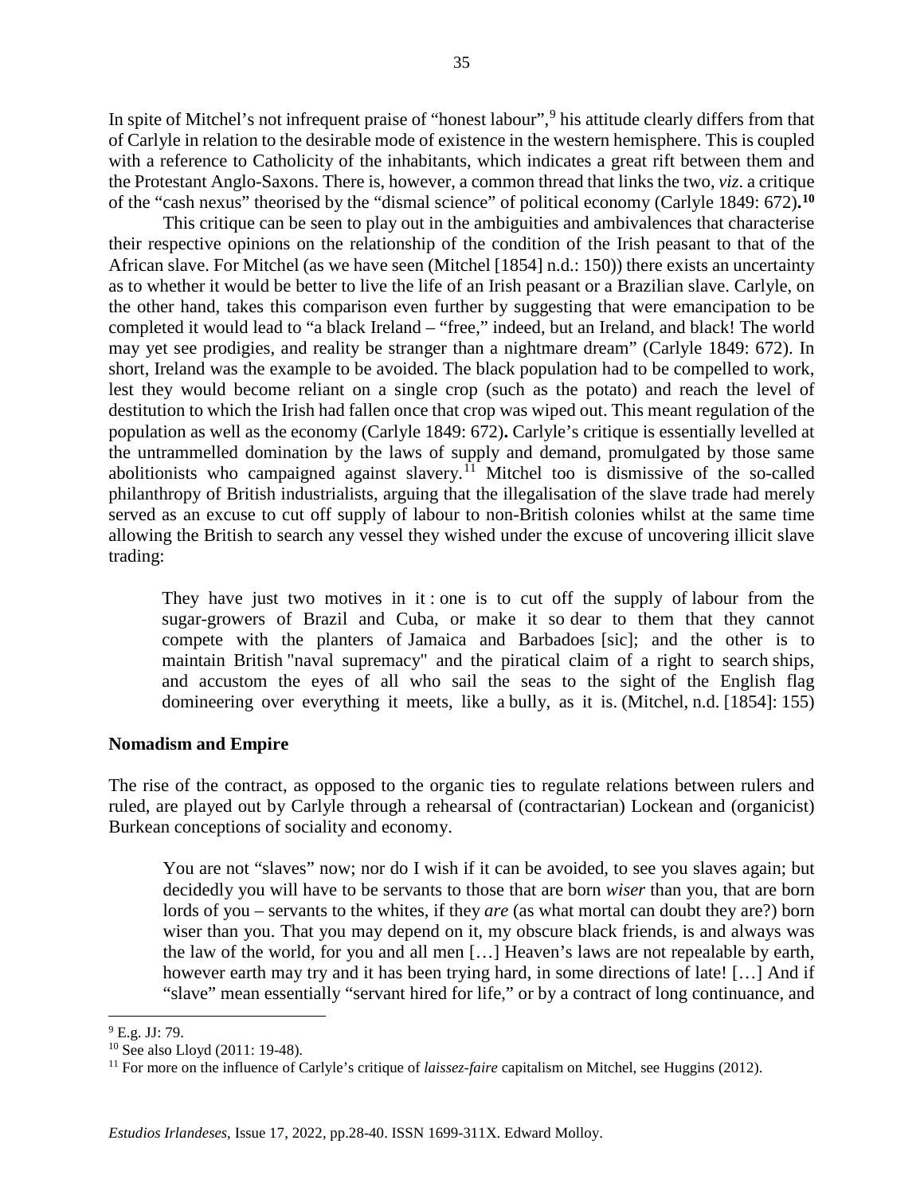In spite of Mitchel's not infrequent praise of "honest labour",[9] his attitude clearly differs from that of Carlyle in relation to the desirable mode of existence in the western hemisphere. This is coupled with a reference to Catholicity of the inhabitants, which indicates a great rift between them and the Protestant Anglo-Saxons. There is, however, a common thread that links the two, *viz*. a critique of the "cash nexus" theorised by the "dismal science" of political economy (Carlyle 1849: 672)**.**[10]

This critique can be seen to play out in the ambiguities and ambivalences that characterise their respective opinions on the relationship of the condition of the Irish peasant to that of the African slave. For Mitchel (as we have seen (Mitchel [1854] n.d.: 150)) there exists an uncertainty as to whether it would be better to live the life of an Irish peasant or a Brazilian slave. Carlyle, on the other hand, takes this comparison even further by suggesting that were emancipation to be completed it would lead to "a black Ireland – "free," indeed, but an Ireland, and black! The world may yet see prodigies, and reality be stranger than a nightmare dream" (Carlyle 1849: 672). In short, Ireland was the example to be avoided. The black population had to be compelled to work, lest they would become reliant on a single crop (such as the potato) and reach the level of destitution to which the Irish had fallen once that crop was wiped out. This meant regulation of the population as well as the economy (Carlyle 1849: 672)**.** Carlyle's critique is essentially levelled at the untrammelled domination by the laws of supply and demand, promulgated by those same abolitionists who campaigned against slavery.[11] Mitchel too is dismissive of the so-called philanthropy of British industrialists, arguing that the illegalisation of the slave trade had merely served as an excuse to cut off supply of labour to non-British colonies whilst at the same time allowing the British to search any vessel they wished under the excuse of uncovering illicit slave trading:

> They have just two motives in it : one is to cut off the supply of labour from the sugar-growers of Brazil and Cuba, or make it so dear to them that they cannot compete with the planters of Jamaica and Barbadoes [sic]; and the other is to maintain British "naval supremacy" and the piratical claim of a right to search ships, and accustom the eyes of all who sail the seas to the sight of the English flag domineering over everything it meets, like a bully, as it is. (Mitchel, n.d. [1854]: 155)

**Nomadism and Empire**

The rise of the contract, as opposed to the organic ties to regulate relations between rulers and ruled, are played out by Carlyle through a rehearsal of (contractarian) Lockean and (organicist) Burkean conceptions of sociality and economy.

> You are not "slaves" now; nor do I wish if it can be avoided, to see you slaves again; but decidedly you will have to be servants to those that are born *wiser* than you, that are born lords of you – servants to the whites, if they *are* (as what mortal can doubt they are?) born wiser than you. That you may depend on it, my obscure black friends, is and always was the law of the world, for you and all men […] Heaven's laws are not repealable by earth, however earth may try and it has been trying hard, in some directions of late! […] And if "slave" mean essentially "servant hired for life," or by a contract of long continuance, and

[9] E.g. JJ: 79.

[10] See also Lloyd (2011: 19-48).

[11] For more on the influence of Carlyle's critique of *laissez-faire* capitalism on Mitchel, see Huggins (2012).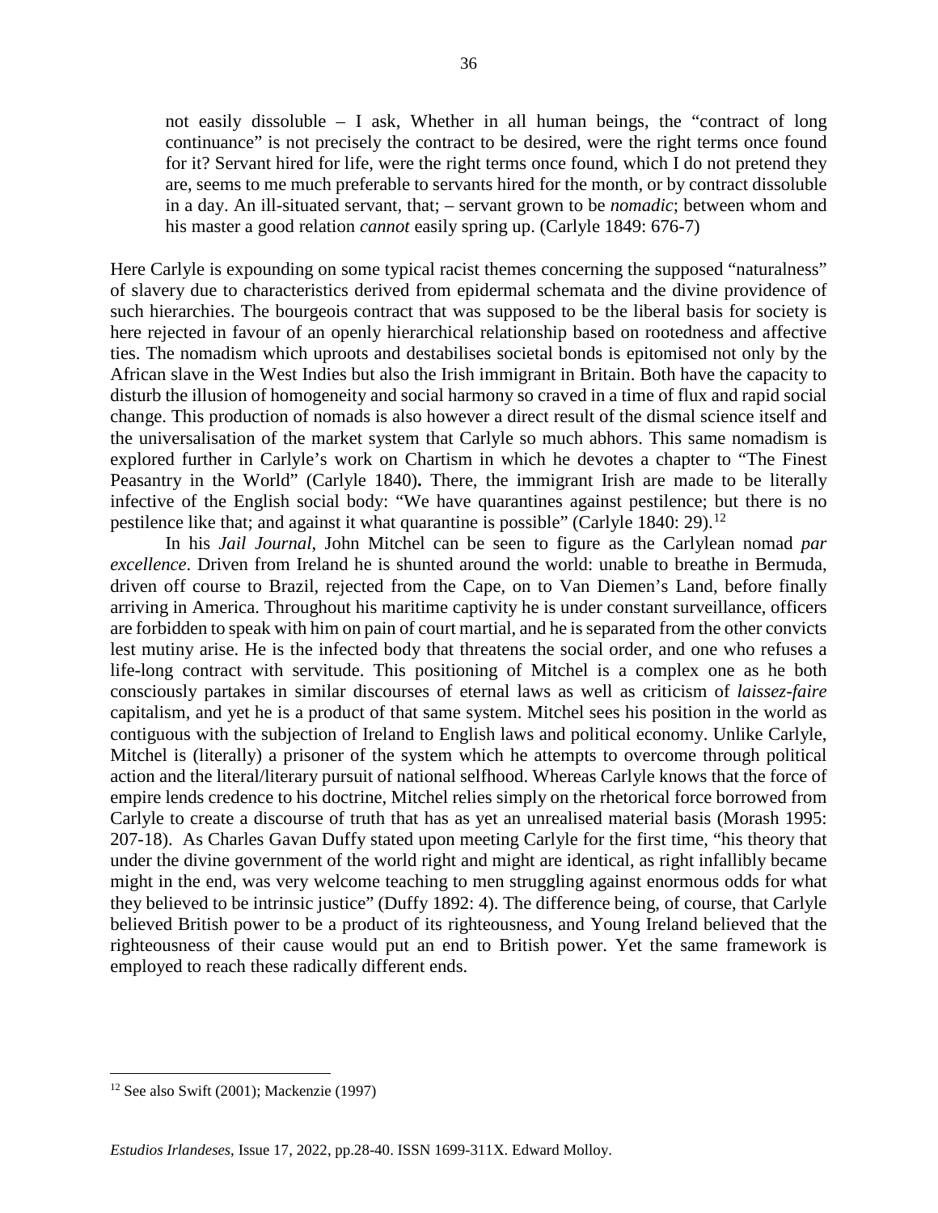> not easily dissoluble – I ask, Whether in all human beings, the "contract of long continuance" is not precisely the contract to be desired, were the right terms once found for it? Servant hired for life, were the right terms once found, which I do not pretend they are, seems to me much preferable to servants hired for the month, or by contract dissoluble in a day. An ill-situated servant, that; – servant grown to be *nomadic*; between whom and his master a good relation *cannot* easily spring up. (Carlyle 1849: 676-7)

Here Carlyle is expounding on some typical racist themes concerning the supposed "naturalness" of slavery due to characteristics derived from epidermal schemata and the divine providence of such hierarchies. The bourgeois contract that was supposed to be the liberal basis for society is here rejected in favour of an openly hierarchical relationship based on rootedness and affective ties. The nomadism which uproots and destabilises societal bonds is epitomised not only by the African slave in the West Indies but also the Irish immigrant in Britain. Both have the capacity to disturb the illusion of homogeneity and social harmony so craved in a time of flux and rapid social change. This production of nomads is also however a direct result of the dismal science itself and the universalisation of the market system that Carlyle so much abhors. This same nomadism is explored further in Carlyle's work on Chartism in which he devotes a chapter to "The Finest Peasantry in the World" (Carlyle 1840). There, the immigrant Irish are made to be literally infective of the English social body: "We have quarantines against pestilence; but there is no pestilence like that; and against it what quarantine is possible" (Carlyle 1840: 29).[12]

In his *Jail Journal*, John Mitchel can be seen to figure as the Carlylean nomad *par excellence*. Driven from Ireland he is shunted around the world: unable to breathe in Bermuda, driven off course to Brazil, rejected from the Cape, on to Van Diemen's Land, before finally arriving in America. Throughout his maritime captivity he is under constant surveillance, officers are forbidden to speak with him on pain of court martial, and he is separated from the other convicts lest mutiny arise. He is the infected body that threatens the social order, and one who refuses a life-long contract with servitude. This positioning of Mitchel is a complex one as he both consciously partakes in similar discourses of eternal laws as well as criticism of *laissez-faire* capitalism, and yet he is a product of that same system. Mitchel sees his position in the world as contiguous with the subjection of Ireland to English laws and political economy. Unlike Carlyle, Mitchel is (literally) a prisoner of the system which he attempts to overcome through political action and the literal/literary pursuit of national selfhood. Whereas Carlyle knows that the force of empire lends credence to his doctrine, Mitchel relies simply on the rhetorical force borrowed from Carlyle to create a discourse of truth that has as yet an unrealised material basis (Morash 1995: 207-18). As Charles Gavan Duffy stated upon meeting Carlyle for the first time, "his theory that under the divine government of the world right and might are identical, as right infallibly became might in the end, was very welcome teaching to men struggling against enormous odds for what they believed to be intrinsic justice" (Duffy 1892: 4). The difference being, of course, that Carlyle believed British power to be a product of its righteousness, and Young Ireland believed that the righteousness of their cause would put an end to British power. Yet the same framework is employed to reach these radically different ends.

---

[12] See also Swift (2001); Mackenzie (1997)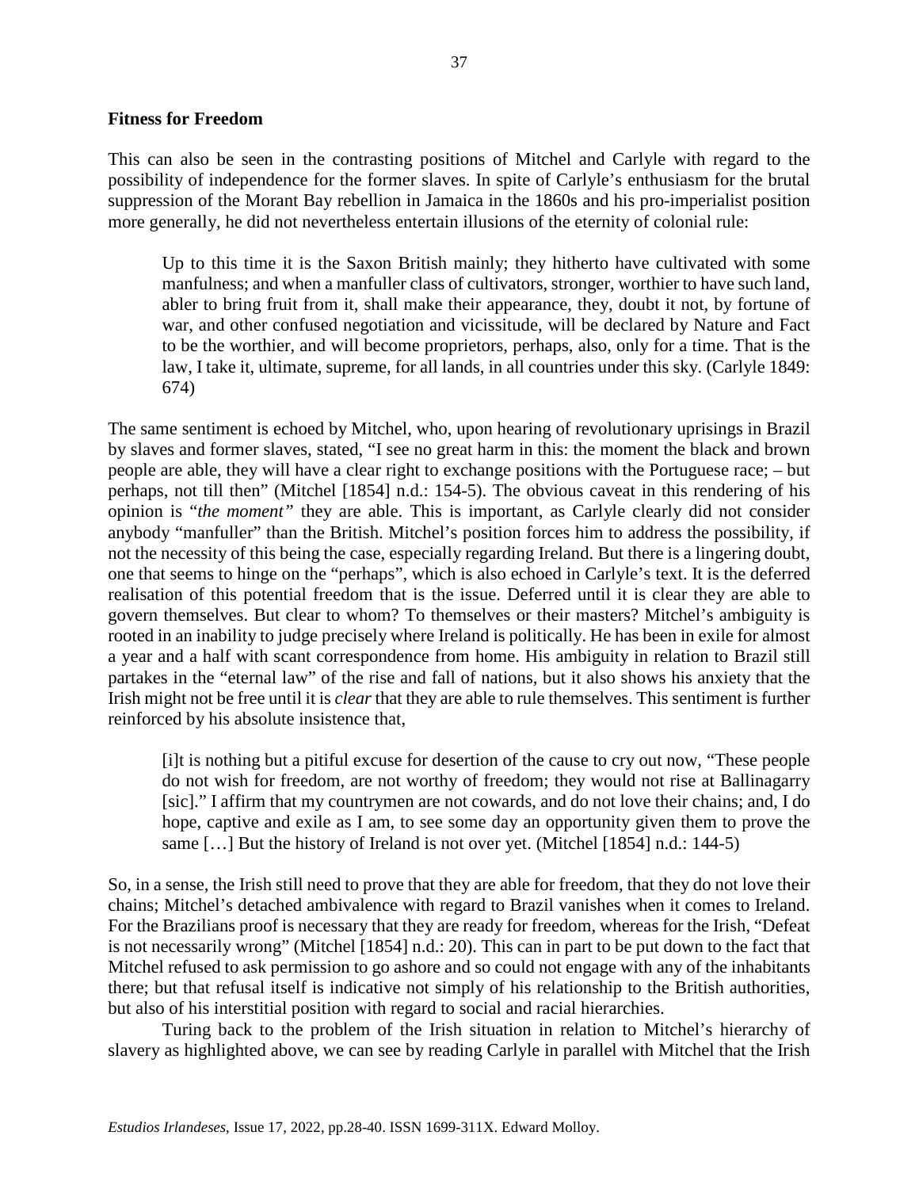### Fitness for Freedom

This can also be seen in the contrasting positions of Mitchel and Carlyle with regard to the possibility of independence for the former slaves. In spite of Carlyle's enthusiasm for the brutal suppression of the Morant Bay rebellion in Jamaica in the 1860s and his pro-imperialist position more generally, he did not nevertheless entertain illusions of the eternity of colonial rule:

> Up to this time it is the Saxon British mainly; they hitherto have cultivated with some manfulness; and when a manfuller class of cultivators, stronger, worthier to have such land, abler to bring fruit from it, shall make their appearance, they, doubt it not, by fortune of war, and other confused negotiation and vicissitude, will be declared by Nature and Fact to be the worthier, and will become proprietors, perhaps, also, only for a time. That is the law, I take it, ultimate, supreme, for all lands, in all countries under this sky. (Carlyle 1849: 674)

The same sentiment is echoed by Mitchel, who, upon hearing of revolutionary uprisings in Brazil by slaves and former slaves, stated, "I see no great harm in this: the moment the black and brown people are able, they will have a clear right to exchange positions with the Portuguese race; – but perhaps, not till then" (Mitchel [1854] n.d.: 154-5). The obvious caveat in this rendering of his opinion is "*the moment*" they are able. This is important, as Carlyle clearly did not consider anybody "manfuller" than the British. Mitchel's position forces him to address the possibility, if not the necessity of this being the case, especially regarding Ireland. But there is a lingering doubt, one that seems to hinge on the "perhaps", which is also echoed in Carlyle's text. It is the deferred realisation of this potential freedom that is the issue. Deferred until it is clear they are able to govern themselves. But clear to whom? To themselves or their masters? Mitchel's ambiguity is rooted in an inability to judge precisely where Ireland is politically. He has been in exile for almost a year and a half with scant correspondence from home. His ambiguity in relation to Brazil still partakes in the "eternal law" of the rise and fall of nations, but it also shows his anxiety that the Irish might not be free until it is *clear* that they are able to rule themselves. This sentiment is further reinforced by his absolute insistence that,

> [i]t is nothing but a pitiful excuse for desertion of the cause to cry out now, "These people do not wish for freedom, are not worthy of freedom; they would not rise at Ballinagarry [sic]." I affirm that my countrymen are not cowards, and do not love their chains; and, I do hope, captive and exile as I am, to see some day an opportunity given them to prove the same […] But the history of Ireland is not over yet. (Mitchel [1854] n.d.: 144-5)

So, in a sense, the Irish still need to prove that they are able for freedom, that they do not love their chains; Mitchel's detached ambivalence with regard to Brazil vanishes when it comes to Ireland. For the Brazilians proof is necessary that they are ready for freedom, whereas for the Irish, "Defeat is not necessarily wrong" (Mitchel [1854] n.d.: 20). This can in part to be put down to the fact that Mitchel refused to ask permission to go ashore and so could not engage with any of the inhabitants there; but that refusal itself is indicative not simply of his relationship to the British authorities, but also of his interstitial position with regard to social and racial hierarchies.

Turing back to the problem of the Irish situation in relation to Mitchel's hierarchy of slavery as highlighted above, we can see by reading Carlyle in parallel with Mitchel that the Irish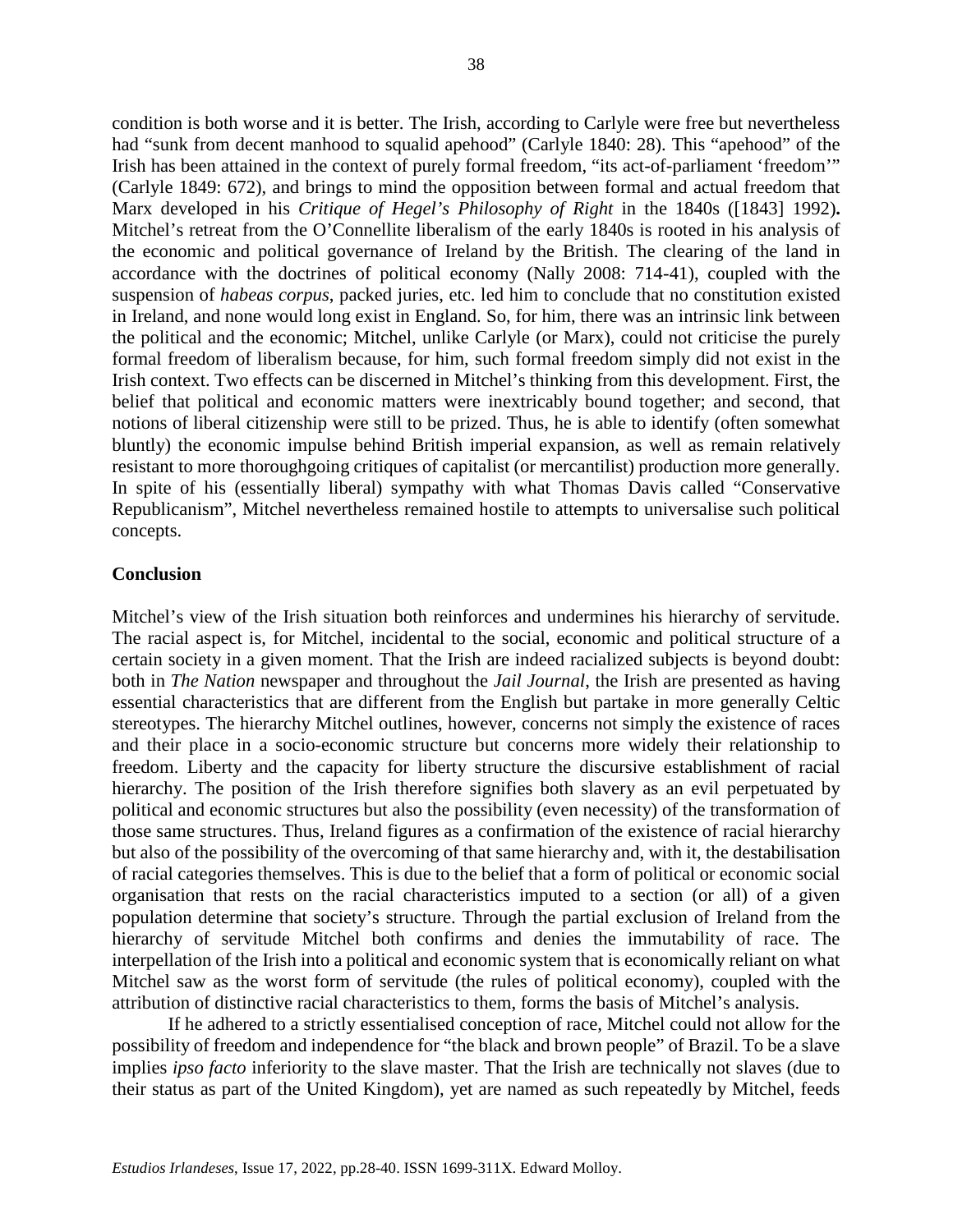condition is both worse and it is better. The Irish, according to Carlyle were free but nevertheless had "sunk from decent manhood to squalid apehood" (Carlyle 1840: 28). This "apehood" of the Irish has been attained in the context of purely formal freedom, "its act-of-parliament 'freedom'" (Carlyle 1849: 672), and brings to mind the opposition between formal and actual freedom that Marx developed in his *Critique of Hegel's Philosophy of Right* in the 1840s ([1843] 1992)**.** Mitchel's retreat from the O'Connellite liberalism of the early 1840s is rooted in his analysis of the economic and political governance of Ireland by the British. The clearing of the land in accordance with the doctrines of political economy (Nally 2008: 714-41), coupled with the suspension of *habeas corpus*, packed juries, etc. led him to conclude that no constitution existed in Ireland, and none would long exist in England. So, for him, there was an intrinsic link between the political and the economic; Mitchel, unlike Carlyle (or Marx), could not criticise the purely formal freedom of liberalism because, for him, such formal freedom simply did not exist in the Irish context. Two effects can be discerned in Mitchel's thinking from this development. First, the belief that political and economic matters were inextricably bound together; and second, that notions of liberal citizenship were still to be prized. Thus, he is able to identify (often somewhat bluntly) the economic impulse behind British imperial expansion, as well as remain relatively resistant to more thoroughgoing critiques of capitalist (or mercantilist) production more generally. In spite of his (essentially liberal) sympathy with what Thomas Davis called "Conservative Republicanism", Mitchel nevertheless remained hostile to attempts to universalise such political concepts.

## Conclusion

Mitchel's view of the Irish situation both reinforces and undermines his hierarchy of servitude. The racial aspect is, for Mitchel, incidental to the social, economic and political structure of a certain society in a given moment. That the Irish are indeed racialized subjects is beyond doubt: both in *The Nation* newspaper and throughout the *Jail Journal*, the Irish are presented as having essential characteristics that are different from the English but partake in more generally Celtic stereotypes. The hierarchy Mitchel outlines, however, concerns not simply the existence of races and their place in a socio-economic structure but concerns more widely their relationship to freedom. Liberty and the capacity for liberty structure the discursive establishment of racial hierarchy. The position of the Irish therefore signifies both slavery as an evil perpetuated by political and economic structures but also the possibility (even necessity) of the transformation of those same structures. Thus, Ireland figures as a confirmation of the existence of racial hierarchy but also of the possibility of the overcoming of that same hierarchy and, with it, the destabilisation of racial categories themselves. This is due to the belief that a form of political or economic social organisation that rests on the racial characteristics imputed to a section (or all) of a given population determine that society's structure. Through the partial exclusion of Ireland from the hierarchy of servitude Mitchel both confirms and denies the immutability of race. The interpellation of the Irish into a political and economic system that is economically reliant on what Mitchel saw as the worst form of servitude (the rules of political economy), coupled with the attribution of distinctive racial characteristics to them, forms the basis of Mitchel's analysis.

If he adhered to a strictly essentialised conception of race, Mitchel could not allow for the possibility of freedom and independence for "the black and brown people" of Brazil. To be a slave implies *ipso facto* inferiority to the slave master. That the Irish are technically not slaves (due to their status as part of the United Kingdom), yet are named as such repeatedly by Mitchel, feeds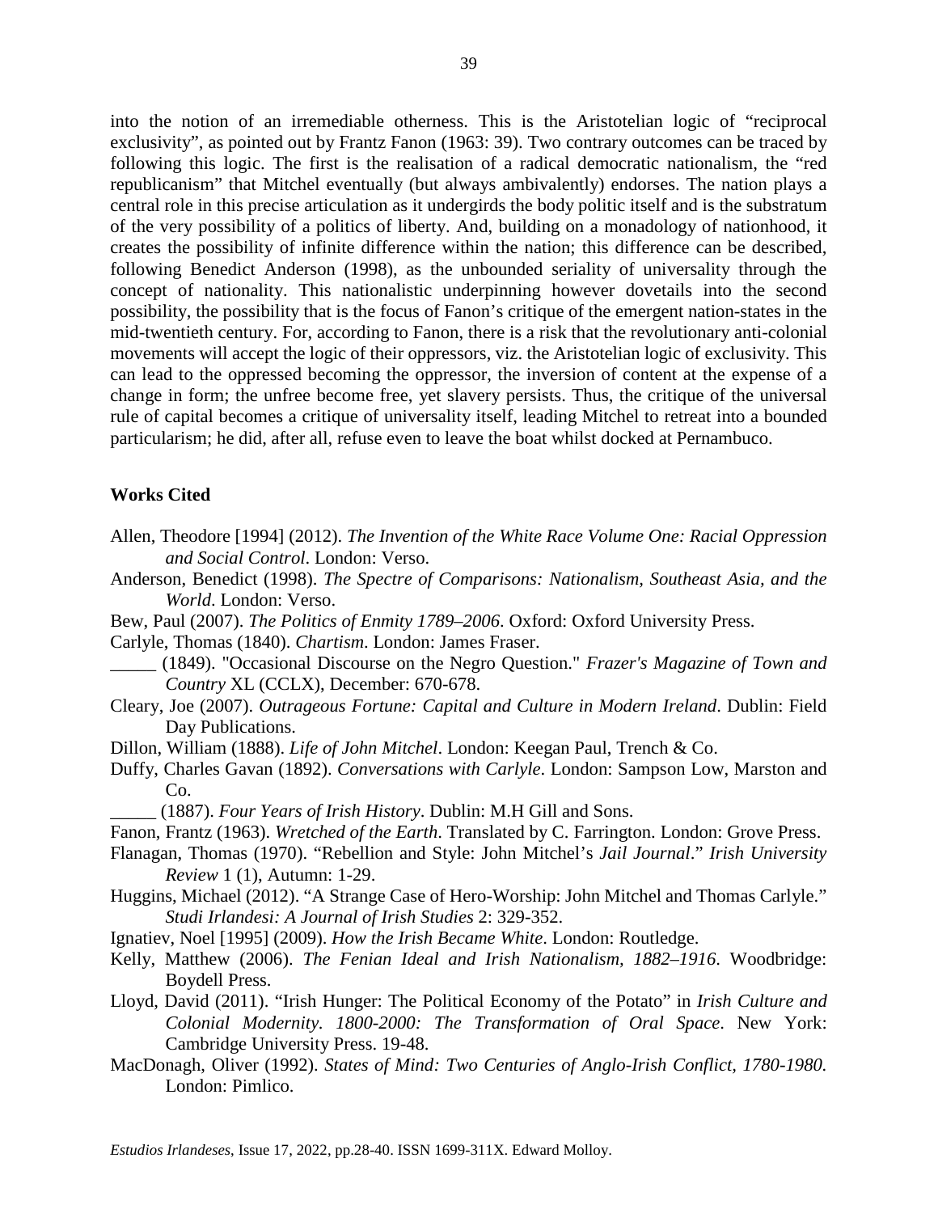into the notion of an irremediable otherness. This is the Aristotelian logic of "reciprocal exclusivity", as pointed out by Frantz Fanon (1963: 39). Two contrary outcomes can be traced by following this logic. The first is the realisation of a radical democratic nationalism, the "red republicanism" that Mitchel eventually (but always ambivalently) endorses. The nation plays a central role in this precise articulation as it undergirds the body politic itself and is the substratum of the very possibility of a politics of liberty. And, building on a monadology of nationhood, it creates the possibility of infinite difference within the nation; this difference can be described, following Benedict Anderson (1998), as the unbounded seriality of universality through the concept of nationality. This nationalistic underpinning however dovetails into the second possibility, the possibility that is the focus of Fanon's critique of the emergent nation-states in the mid-twentieth century. For, according to Fanon, there is a risk that the revolutionary anti-colonial movements will accept the logic of their oppressors, viz. the Aristotelian logic of exclusivity. This can lead to the oppressed becoming the oppressor, the inversion of content at the expense of a change in form; the unfree become free, yet slavery persists. Thus, the critique of the universal rule of capital becomes a critique of universality itself, leading Mitchel to retreat into a bounded particularism; he did, after all, refuse even to leave the boat whilst docked at Pernambuco.

## Works Cited

Allen, Theodore [1994] (2012). *The Invention of the White Race Volume One: Racial Oppression and Social Control*. London: Verso.

Anderson, Benedict (1998). *The Spectre of Comparisons: Nationalism, Southeast Asia, and the World*. London: Verso.

Bew, Paul (2007). *The Politics of Enmity 1789–2006*. Oxford: Oxford University Press.

Carlyle, Thomas (1840). *Chartism*. London: James Fraser.

_____ (1849). "Occasional Discourse on the Negro Question." *Frazer's Magazine of Town and Country* XL (CCLX), December: 670-678.

Cleary, Joe (2007). *Outrageous Fortune: Capital and Culture in Modern Ireland*. Dublin: Field Day Publications.

Dillon, William (1888). *Life of John Mitchel*. London: Keegan Paul, Trench & Co.

Duffy, Charles Gavan (1892). *Conversations with Carlyle*. London: Sampson Low, Marston and Co.

_____ (1887). *Four Years of Irish History*. Dublin: M.H Gill and Sons.

Fanon, Frantz (1963). *Wretched of the Earth*. Translated by C. Farrington. London: Grove Press.

Flanagan, Thomas (1970). "Rebellion and Style: John Mitchel's *Jail Journal*." *Irish University Review* 1 (1), Autumn: 1-29.

Huggins, Michael (2012). "A Strange Case of Hero-Worship: John Mitchel and Thomas Carlyle." *Studi Irlandesi: A Journal of Irish Studies* 2: 329-352.

Ignatiev, Noel [1995] (2009). *How the Irish Became White*. London: Routledge.

Kelly, Matthew (2006). *The Fenian Ideal and Irish Nationalism, 1882–1916*. Woodbridge: Boydell Press.

Lloyd, David (2011). "Irish Hunger: The Political Economy of the Potato" in *Irish Culture and Colonial Modernity. 1800-2000: The Transformation of Oral Space*. New York: Cambridge University Press. 19-48.

MacDonagh, Oliver (1992). *States of Mind: Two Centuries of Anglo-Irish Conflict, 1780-1980*. London: Pimlico.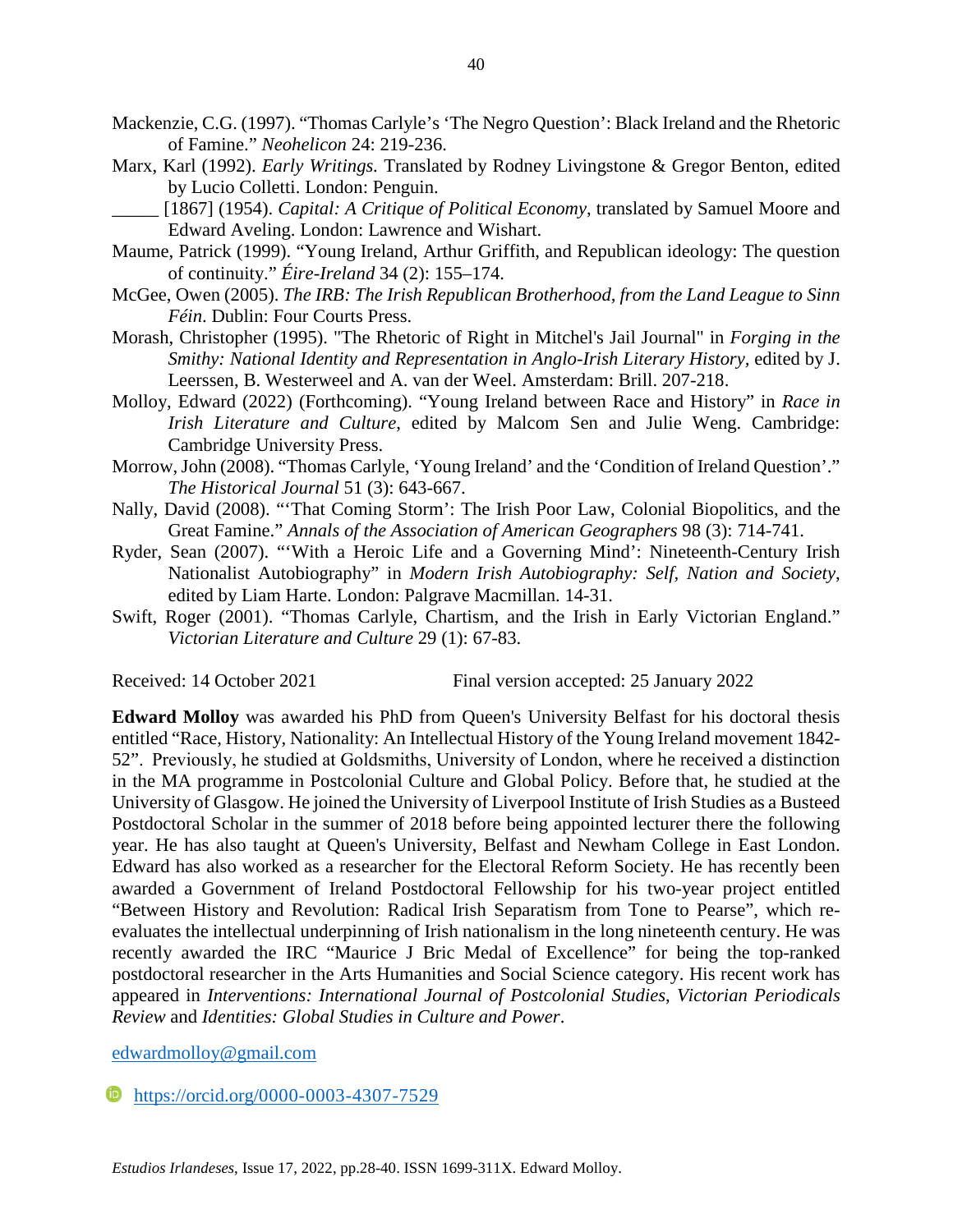Mackenzie, C.G. (1997). "Thomas Carlyle's 'The Negro Question': Black Ireland and the Rhetoric of Famine." *Neohelicon* 24: 219-236.

Marx, Karl (1992). *Early Writings.* Translated by Rodney Livingstone & Gregor Benton, edited by Lucio Colletti. London: Penguin.

_____ [1867] (1954). *Capital: A Critique of Political Economy*, translated by Samuel Moore and Edward Aveling. London: Lawrence and Wishart.

Maume, Patrick (1999). "Young Ireland, Arthur Griffith, and Republican ideology: The question of continuity." *Éire-Ireland* 34 (2): 155–174.

McGee, Owen (2005). *The IRB: The Irish Republican Brotherhood, from the Land League to Sinn Féin*. Dublin: Four Courts Press.

Morash, Christopher (1995). "The Rhetoric of Right in Mitchel's Jail Journal" in *Forging in the Smithy: National Identity and Representation in Anglo-Irish Literary History*, edited by J. Leerssen, B. Westerweel and A. van der Weel. Amsterdam: Brill. 207-218.

Molloy, Edward (2022) (Forthcoming). "Young Ireland between Race and History" in *Race in Irish Literature and Culture*, edited by Malcom Sen and Julie Weng. Cambridge: Cambridge University Press.

Morrow, John (2008). "Thomas Carlyle, 'Young Ireland' and the 'Condition of Ireland Question'." *The Historical Journal* 51 (3): 643-667.

Nally, David (2008). "'That Coming Storm': The Irish Poor Law, Colonial Biopolitics, and the Great Famine." *Annals of the Association of American Geographers* 98 (3): 714-741.

Ryder, Sean (2007). "'With a Heroic Life and a Governing Mind': Nineteenth-Century Irish Nationalist Autobiography" in *Modern Irish Autobiography: Self, Nation and Society*, edited by Liam Harte. London: Palgrave Macmillan. 14-31.

Swift, Roger (2001). "Thomas Carlyle, Chartism, and the Irish in Early Victorian England." *Victorian Literature and Culture* 29 (1): 67-83.

Received: 14 October 2021 Final version accepted: 25 January 2022

**Edward Molloy** was awarded his PhD from Queen's University Belfast for his doctoral thesis entitled "Race, History, Nationality: An Intellectual History of the Young Ireland movement 1842-52". Previously, he studied at Goldsmiths, University of London, where he received a distinction in the MA programme in Postcolonial Culture and Global Policy. Before that, he studied at the University of Glasgow. He joined the University of Liverpool Institute of Irish Studies as a Busteed Postdoctoral Scholar in the summer of 2018 before being appointed lecturer there the following year. He has also taught at Queen's University, Belfast and Newham College in East London. Edward has also worked as a researcher for the Electoral Reform Society. He has recently been awarded a Government of Ireland Postdoctoral Fellowship for his two-year project entitled "Between History and Revolution: Radical Irish Separatism from Tone to Pearse", which re-evaluates the intellectual underpinning of Irish nationalism in the long nineteenth century. He was recently awarded the IRC "Maurice J Bric Medal of Excellence" for being the top-ranked postdoctoral researcher in the Arts Humanities and Social Science category. His recent work has appeared in *Interventions: International Journal of Postcolonial Studies*, *Victorian Periodicals Review* and *Identities: Global Studies in Culture and Power*.

edwardmolloy@gmail.com

https://orcid.org/0000-0003-4307-7529